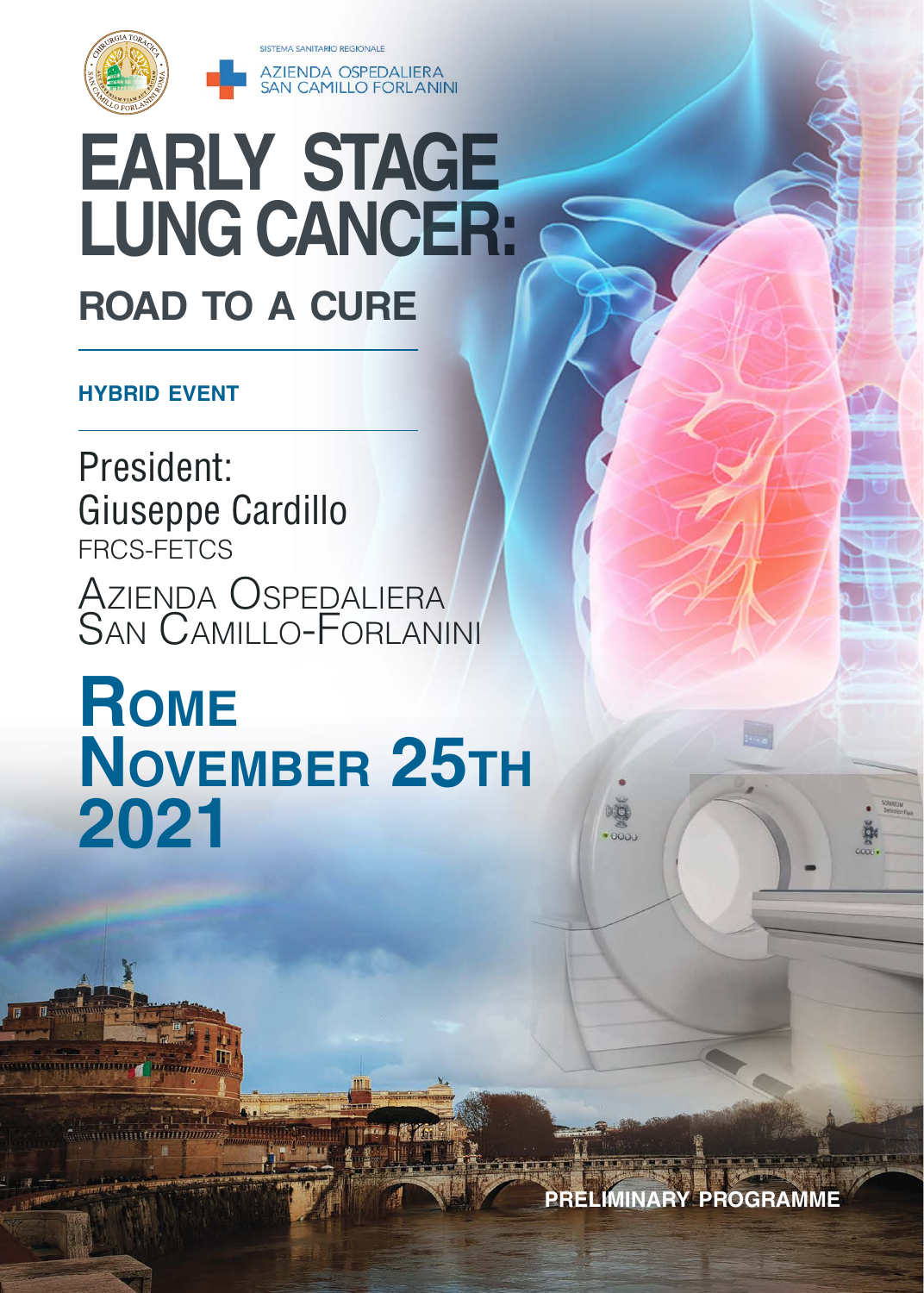SISTEMA SANITARIO REGIONALE

AZIENDA OSPEDALIERA
SAN CAMILLO FORLANINI

# EARLY STAGE LUNG CANCER:

## ROAD TO A CURE

**HYBRID EVENT**

President:
Giuseppe Cardillo
FRCS-FETCS

Azienda Ospedaliera
San Camillo-Forlanini

# Rome November 25th 2021

**PRELIMINARY PROGRAMME**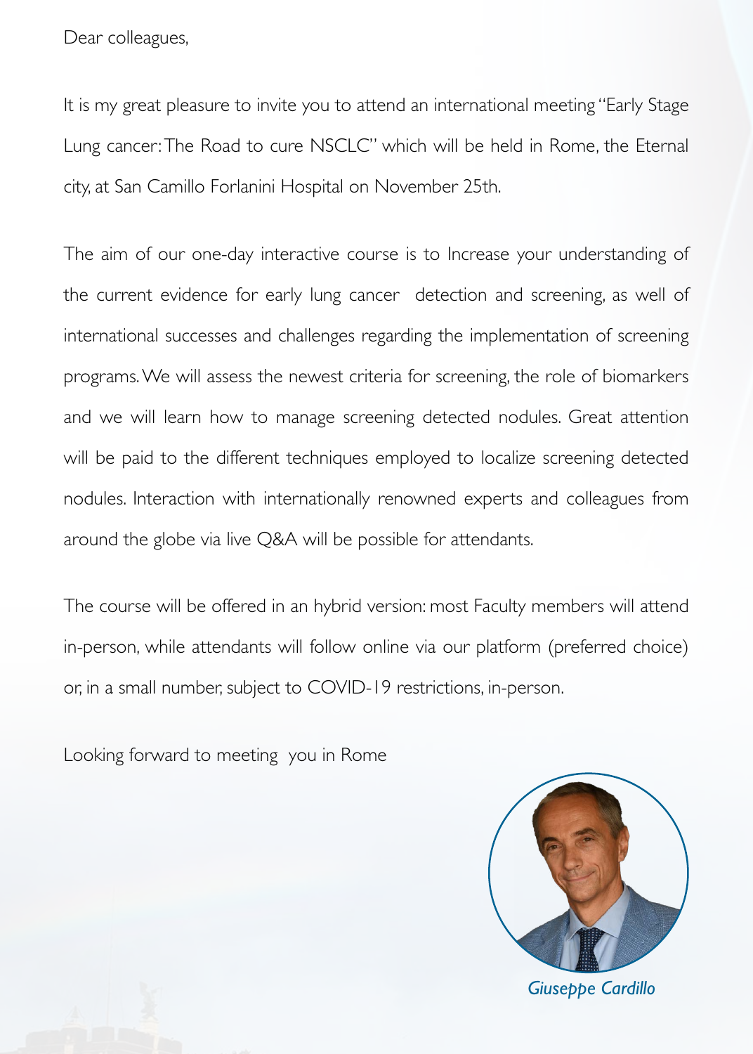Dear colleagues,

It is my great pleasure to invite you to attend an international meeting "Early Stage Lung cancer: The Road to cure NSCLC" which will be held in Rome, the Eternal city, at San Camillo Forlanini Hospital on November 25th.

The aim of our one-day interactive course is to Increase your understanding of the current evidence for early lung cancer detection and screening, as well of international successes and challenges regarding the implementation of screening programs. We will assess the newest criteria for screening, the role of biomarkers and we will learn how to manage screening detected nodules. Great attention will be paid to the different techniques employed to localize screening detected nodules. Interaction with internationally renowned experts and colleagues from around the globe via live Q&A will be possible for attendants.

The course will be offered in an hybrid version: most Faculty members will attend in-person, while attendants will follow online via our platform (preferred choice) or, in a small number, subject to COVID-19 restrictions, in-person.

Looking forward to meeting you in Rome

*Giuseppe Cardillo*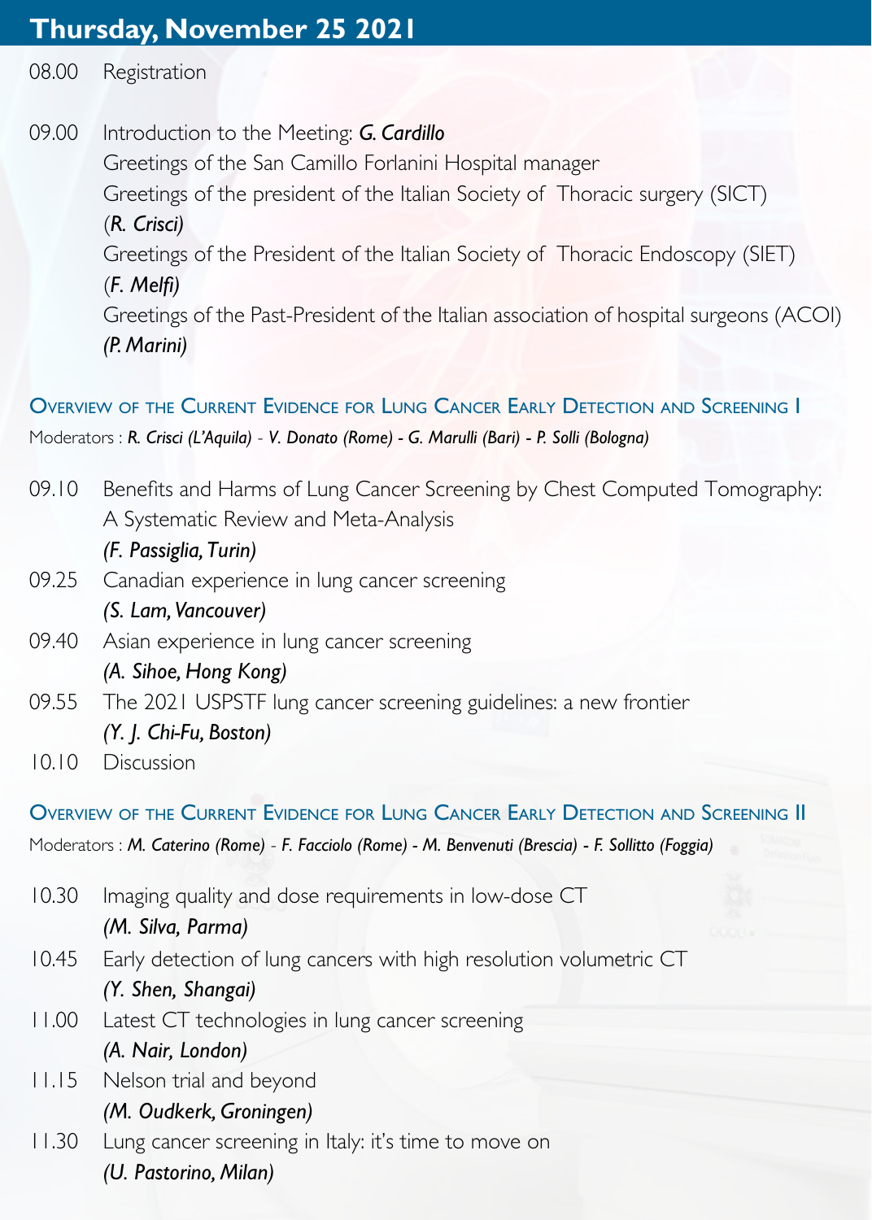# Thursday, November 25 2021

08.00 Registration

09.00 Introduction to the Meeting: ***G. Cardillo***
Greetings of the San Camillo Forlanini Hospital manager
Greetings of the president of the Italian Society of Thoracic surgery (SICT) (***R. Crisci)***
Greetings of the President of the Italian Society of Thoracic Endoscopy (SIET) (***F. Melfi)***
Greetings of the Past-President of the Italian association of hospital surgeons (ACOI) ***(P. Marini)***

## Overview of the Current Evidence for Lung Cancer Early Detection and Screening I

Moderators : ***R. Crisci (L'Aquila)*** - ***V. Donato (Rome) - G. Marulli (Bari) - P. Solli (Bologna)***

09.10 Benefits and Harms of Lung Cancer Screening by Chest Computed Tomography: A Systematic Review and Meta-Analysis
***(F. Passiglia, Turin)***

09.25 Canadian experience in lung cancer screening
***(S. Lam, Vancouver)***

09.40 Asian experience in lung cancer screening
***(A. Sihoe, Hong Kong)***

09.55 The 2021 USPSTF lung cancer screening guidelines: a new frontier
***(Y. J. Chi-Fu, Boston)***

10.10 Discussion

## Overview of the Current Evidence for Lung Cancer Early Detection and Screening II

Moderators : ***M. Caterino (Rome)*** - ***F. Facciolo (Rome) - M. Benvenuti (Brescia) - F. Sollitto (Foggia)***

10.30 Imaging quality and dose requirements in low-dose CT
***(M. Silva, Parma)***

10.45 Early detection of lung cancers with high resolution volumetric CT
***(Y. Shen, Shangai)***

11.00 Latest CT technologies in lung cancer screening
***(A. Nair, London)***

11.15 Nelson trial and beyond
***(M. Oudkerk, Groningen)***

11.30 Lung cancer screening in Italy: it's time to move on
***(U. Pastorino, Milan)***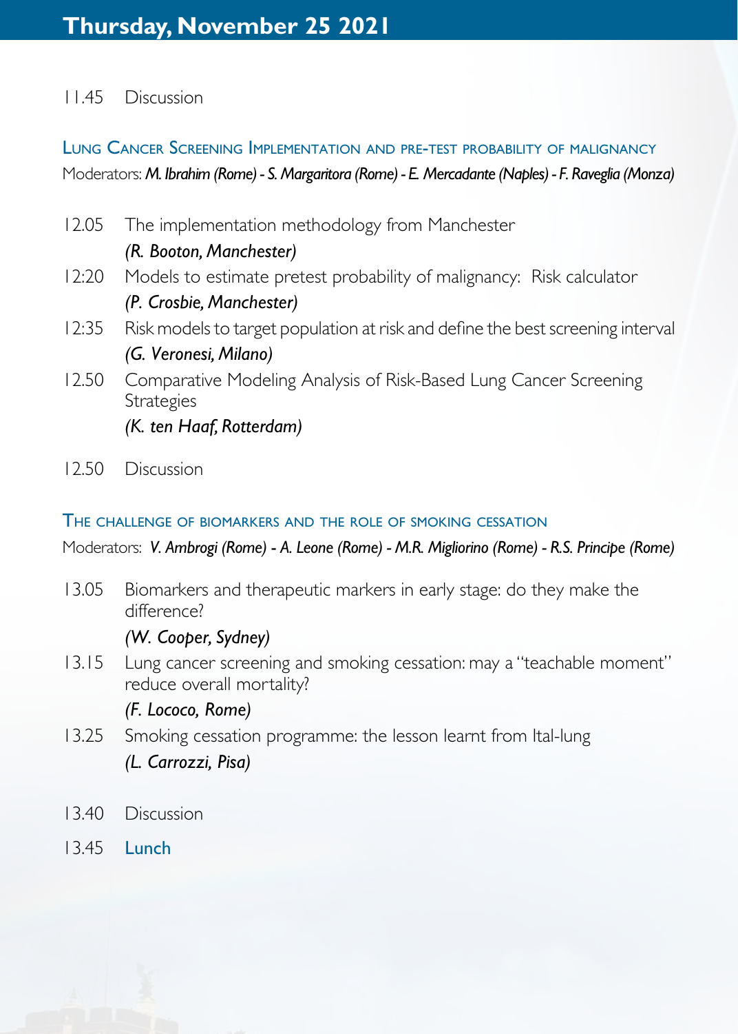# Thursday, November 25 2021

11.45 Discussion

## Lung Cancer Screening Implementation and pre-test probability of malignancy

Moderators: ***M. Ibrahim (Rome) - S. Margaritora (Rome) - E. Mercadante (Naples) - F. Raveglia (Monza)***

12.05 The implementation methodology from Manchester
***(R. Booton, Manchester)***

12:20 Models to estimate pretest probability of malignancy: Risk calculator
***(P. Crosbie, Manchester)***

12:35 Risk models to target population at risk and define the best screening interval
***(G. Veronesi, Milano)***

12.50 Comparative Modeling Analysis of Risk-Based Lung Cancer Screening Strategies
***(K. ten Haaf, Rotterdam)***

12.50 Discussion

## The challenge of biomarkers and the role of smoking cessation

Moderators: ***V. Ambrogi (Rome) - A. Leone (Rome) - M.R. Migliorino (Rome) - R.S. Principe (Rome)***

13.05 Biomarkers and therapeutic markers in early stage: do they make the difference?
***(W. Cooper, Sydney)***

13.15 Lung cancer screening and smoking cessation: may a "teachable moment" reduce overall mortality?
***(F. Lococo, Rome)***

13.25 Smoking cessation programme: the lesson learnt from Ital-lung
***(L. Carrozzi, Pisa)***

13.40 Discussion

13.45 **Lunch**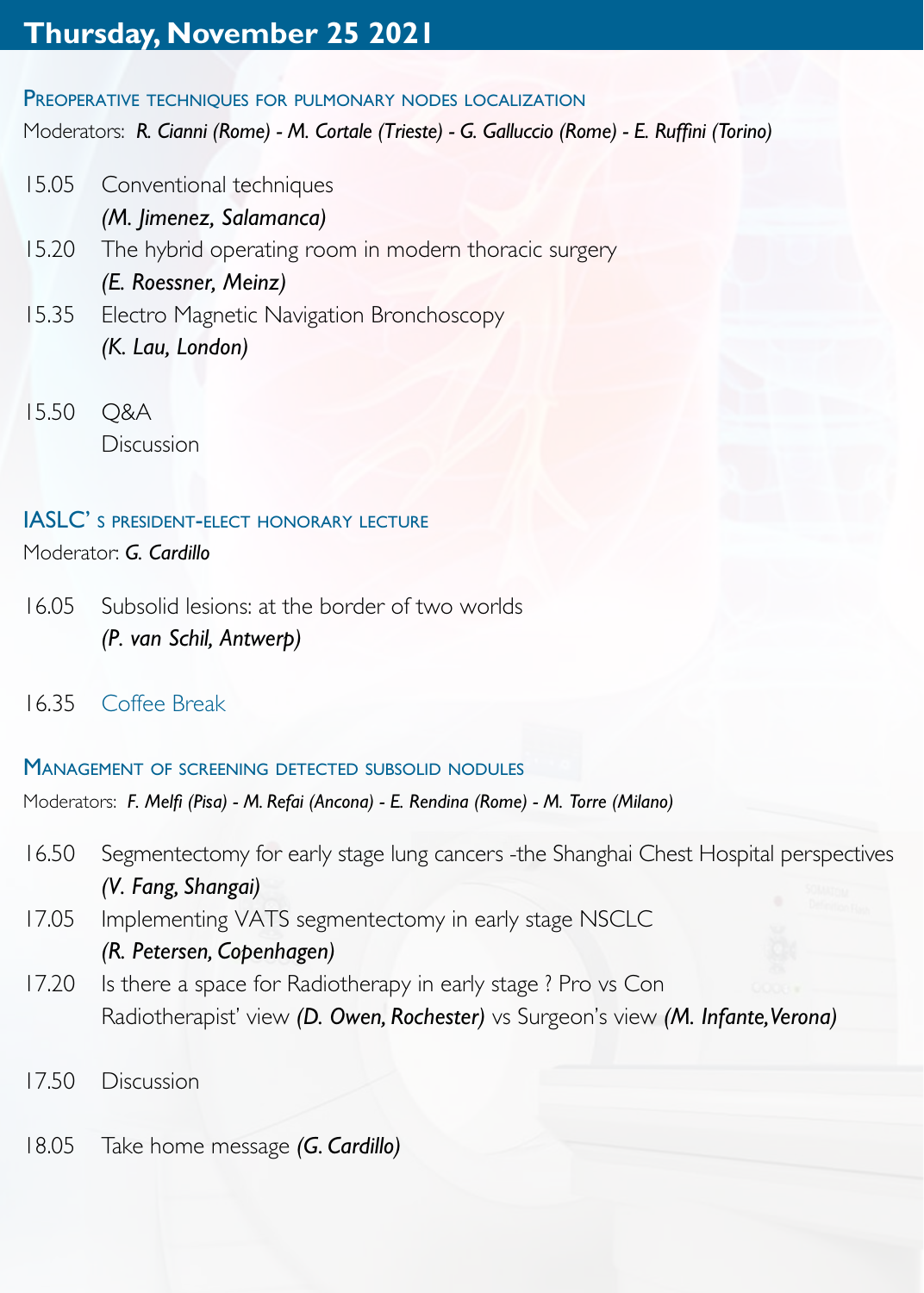# Thursday, November 25 2021

## Preoperative techniques for pulmonary nodes localization

Moderators: ***R. Cianni (Rome) - M. Cortale (Trieste) - G. Galluccio (Rome) - E. Ruffini (Torino)***

15.05 Conventional techniques
***(M. Jimenez, Salamanca)***

15.20 The hybrid operating room in modern thoracic surgery
***(E. Roessner, Meinz)***

15.35 Electro Magnetic Navigation Bronchoscopy
***(K. Lau, London)***

15.50 Q&A
Discussion

## IASLC' s president-elect honorary lecture

Moderator: ***G. Cardillo***

16.05 Subsolid lesions: at the border of two worlds
***(P. van Schil, Antwerp)***

16.35 Coffee Break

## Management of screening detected subsolid nodules

Moderators: ***F. Melfi (Pisa) - M. Refai (Ancona) - E. Rendina (Rome) - M. Torre (Milano)***

16.50 Segmentectomy for early stage lung cancers -the Shanghai Chest Hospital perspectives
***(V. Fang, Shangai)***

17.05 Implementing VATS segmentectomy in early stage NSCLC
***(R. Petersen, Copenhagen)***

17.20 Is there a space for Radiotherapy in early stage ? Pro vs Con
Radiotherapist' view ***(D. Owen, Rochester)*** vs Surgeon's view ***(M. Infante, Verona)***

17.50 Discussion

18.05 Take home message ***(G. Cardillo)***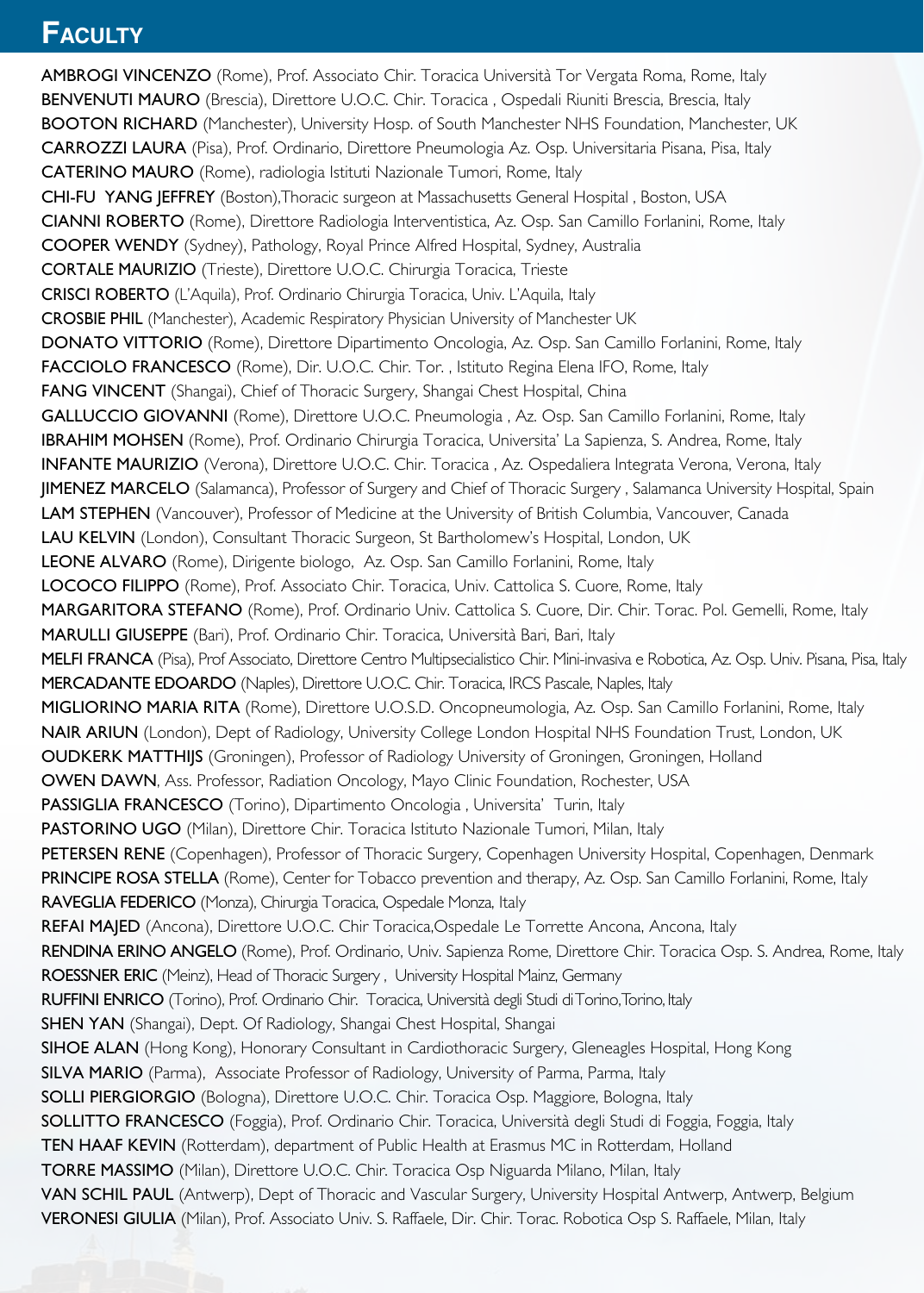# Faculty

**AMBROGI VINCENZO** (Rome), Prof. Associato Chir. Toracica Università Tor Vergata Roma, Rome, Italy
**BENVENUTI MAURO** (Brescia), Direttore U.O.C. Chir. Toracica , Ospedali Riuniti Brescia, Brescia, Italy
**BOOTON RICHARD** (Manchester), University Hosp. of South Manchester NHS Foundation, Manchester, UK
**CARROZZI LAURA** (Pisa), Prof. Ordinario, Direttore Pneumologia Az. Osp. Universitaria Pisana, Pisa, Italy
**CATERINO MAURO** (Rome), radiologia Istituti Nazionale Tumori, Rome, Italy
**CHI-FU YANG JEFFREY** (Boston),Thoracic surgeon at Massachusetts General Hospital , Boston, USA
**CIANNI ROBERTO** (Rome), Direttore Radiologia Interventistica, Az. Osp. San Camillo Forlanini, Rome, Italy
**COOPER WENDY** (Sydney), Pathology, Royal Prince Alfred Hospital, Sydney, Australia
**CORTALE MAURIZIO** (Trieste), Direttore U.O.C. Chirurgia Toracica, Trieste
**CRISCI ROBERTO** (L'Aquila), Prof. Ordinario Chirurgia Toracica, Univ. L'Aquila, Italy
**CROSBIE PHIL** (Manchester), Academic Respiratory Physician University of Manchester UK
**DONATO VITTORIO** (Rome), Direttore Dipartimento Oncologia, Az. Osp. San Camillo Forlanini, Rome, Italy
**FACCIOLO FRANCESCO** (Rome), Dir. U.O.C. Chir. Tor. , Istituto Regina Elena IFO, Rome, Italy
**FANG VINCENT** (Shangai), Chief of Thoracic Surgery, Shangai Chest Hospital, China
**GALLUCCIO GIOVANNI** (Rome), Direttore U.O.C. Pneumologia , Az. Osp. San Camillo Forlanini, Rome, Italy
**IBRAHIM MOHSEN** (Rome), Prof. Ordinario Chirurgia Toracica, Universita' La Sapienza, S. Andrea, Rome, Italy
**INFANTE MAURIZIO** (Verona), Direttore U.O.C. Chir. Toracica , Az. Ospedaliera Integrata Verona, Verona, Italy
**JIMENEZ MARCELO** (Salamanca), Professor of Surgery and Chief of Thoracic Surgery , Salamanca University Hospital, Spain
**LAM STEPHEN** (Vancouver), Professor of Medicine at the University of British Columbia, Vancouver, Canada
**LAU KELVIN** (London), Consultant Thoracic Surgeon, St Bartholomew's Hospital, London, UK
**LEONE ALVARO** (Rome), Dirigente biologo, Az. Osp. San Camillo Forlanini, Rome, Italy
**LOCOCO FILIPPO** (Rome), Prof. Associato Chir. Toracica, Univ. Cattolica S. Cuore, Rome, Italy
**MARGARITORA STEFANO** (Rome), Prof. Ordinario Univ. Cattolica S. Cuore, Dir. Chir. Torac. Pol. Gemelli, Rome, Italy
**MARULLI GIUSEPPE** (Bari), Prof. Ordinario Chir. Toracica, Università Bari, Bari, Italy
**MELFI FRANCA** (Pisa), Prof Associato, Direttore Centro Multipsecialistico Chir. Mini-invasiva e Robotica, Az. Osp. Univ. Pisana, Pisa, Italy
**MERCADANTE EDOARDO** (Naples), Direttore U.O.C. Chir. Toracica, IRCS Pascale, Naples, Italy
**MIGLIORINO MARIA RITA** (Rome), Direttore U.O.S.D. Oncopneumologia, Az. Osp. San Camillo Forlanini, Rome, Italy
**NAIR ARIUN** (London), Dept of Radiology, University College London Hospital NHS Foundation Trust, London, UK
**OUDKERK MATTHIJS** (Groningen), Professor of Radiology University of Groningen, Groningen, Holland
**OWEN DAWN**, Ass. Professor, Radiation Oncology, Mayo Clinic Foundation, Rochester, USA
**PASSIGLIA FRANCESCO** (Torino), Dipartimento Oncologia , Universita' Turin, Italy
**PASTORINO UGO** (Milan), Direttore Chir. Toracica Istituto Nazionale Tumori, Milan, Italy
**PETERSEN RENE** (Copenhagen), Professor of Thoracic Surgery, Copenhagen University Hospital, Copenhagen, Denmark
**PRINCIPE ROSA STELLA** (Rome), Center for Tobacco prevention and therapy, Az. Osp. San Camillo Forlanini, Rome, Italy
**RAVEGLIA FEDERICO** (Monza), Chirurgia Toracica, Ospedale Monza, Italy
**REFAI MAJED** (Ancona), Direttore U.O.C. Chir Toracica,Ospedale Le Torrette Ancona, Ancona, Italy
**RENDINA ERINO ANGELO** (Rome), Prof. Ordinario, Univ. Sapienza Rome, Direttore Chir. Toracica Osp. S. Andrea, Rome, Italy
**ROESSNER ERIC** (Meinz), Head of Thoracic Surgery , University Hospital Mainz, Germany
**RUFFINI ENRICO** (Torino), Prof. Ordinario Chir. Toracica, Università degli Studi di Torino, Torino, Italy
**SHEN YAN** (Shangai), Dept. Of Radiology, Shangai Chest Hospital, Shangai
**SIHOE ALAN** (Hong Kong), Honorary Consultant in Cardiothoracic Surgery, Gleneagles Hospital, Hong Kong
**SILVA MARIO** (Parma), Associate Professor of Radiology, University of Parma, Parma, Italy
**SOLLI PIERGIORGIO** (Bologna), Direttore U.O.C. Chir. Toracica Osp. Maggiore, Bologna, Italy
**SOLLITTO FRANCESCO** (Foggia), Prof. Ordinario Chir. Toracica, Università degli Studi di Foggia, Foggia, Italy
**TEN HAAF KEVIN** (Rotterdam), department of Public Health at Erasmus MC in Rotterdam, Holland
**TORRE MASSIMO** (Milan), Direttore U.O.C. Chir. Toracica Osp Niguarda Milano, Milan, Italy
**VAN SCHIL PAUL** (Antwerp), Dept of Thoracic and Vascular Surgery, University Hospital Antwerp, Antwerp, Belgium
**VERONESI GIULIA** (Milan), Prof. Associato Univ. S. Raffaele, Dir. Chir. Torac. Robotica Osp S. Raffaele, Milan, Italy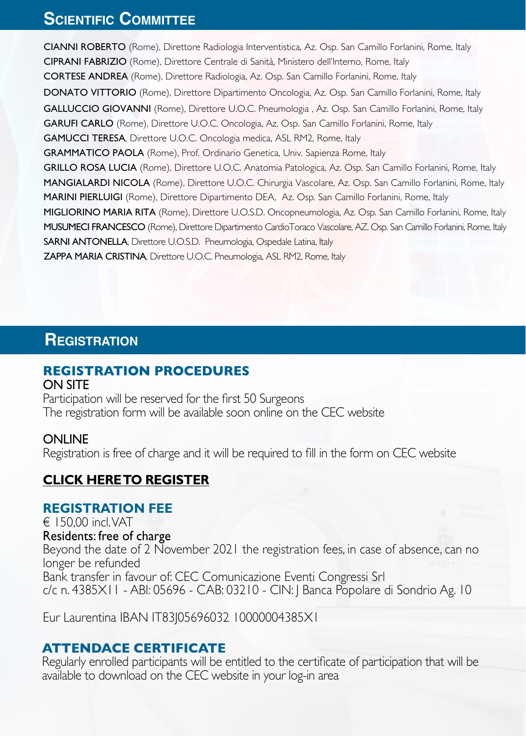## Scientific Committee

**CIANNI ROBERTO** (Rome), Direttore Radiologia Interventistica, Az. Osp. San Camillo Forlanini, Rome, Italy
**CIPRANI FABRIZIO** (Rome), Direttore Centrale di Sanità, Ministero dell'Interno, Rome, Italy
**CORTESE ANDREA** (Rome), Direttore Radiologia, Az. Osp. San Camillo Forlanini, Rome, Italy
**DONATO VITTORIO** (Rome), Direttore Dipartimento Oncologia, Az. Osp. San Camillo Forlanini, Rome, Italy
**GALLUCCIO GIOVANNI** (Rome), Direttore U.O.C. Pneumologia , Az. Osp. San Camillo Forlanini, Rome, Italy
**GARUFI CARLO** (Rome), Direttore U.O.C. Oncologia, Az. Osp. San Camillo Forlanini, Rome, Italy
**GAMUCCI TERESA**, Direttore U.O.C. Oncologia medica, ASL RM2, Rome, Italy
**GRAMMATICO PAOLA** (Rome), Prof. Ordinario Genetica, Univ. Sapienza Rome, Italy
**GRILLO ROSA LUCIA** (Rome), Direttore U.O.C. Anatomia Patologica, Az. Osp. San Camillo Forlanini, Rome, Italy
**MANGIALARDI NICOLA** (Rome), Direttore U.O.C. Chirurgia Vascolare, Az. Osp. San Camillo Forlanini, Rome, Italy
**MARINI PIERLUIGI** (Rome), Direttore Dipartimento DEA, Az. Osp. San Camillo Forlanini, Rome, Italy
**MIGLIORINO MARIA RITA** (Rome), Direttore U.O.S.D. Oncopneumologia, Az. Osp. San Camillo Forlanini, Rome, Italy
**MUSUMECI FRANCESCO** (Rome), Direttore Dipartimento CardioToraco Vascolare, AZ. Osp. San Camillo Forlanini, Rome, Italy
**SARNI ANTONELLA**, Direttore U.O.S.D. Pneumologia, Ospedale Latina, Italy
**ZAPPA MARIA CRISTINA**, Direttore U.O.C. Pneumologia, ASL RM2, Rome, Italy

## Registration

### REGISTRATION PROCEDURES

ON SITE
Participation will be reserved for the first 50 Surgeons
The registration form will be available soon online on the CEC website

ONLINE
Registration is free of charge and it will be required to fill in the form on CEC website

**CLICK HERE TO REGISTER**

### REGISTRATION FEE

€ 150,00 incl. VAT
Residents: free of charge
Beyond the date of 2 November 2021 the registration fees, in case of absence, can no longer be refunded
Bank transfer in favour of: CEC Comunicazione Eventi Congressi Srl
c/c n. 4385X11 - ABI: 05696 - CAB: 03210 - CIN: J Banca Popolare di Sondrio Ag. 10

Eur Laurentina IBAN IT83J05696032 10000004385X1

### ATTENDACE CERTIFICATE

Regularly enrolled participants will be entitled to the certificate of participation that will be available to download on the CEC website in your log-in area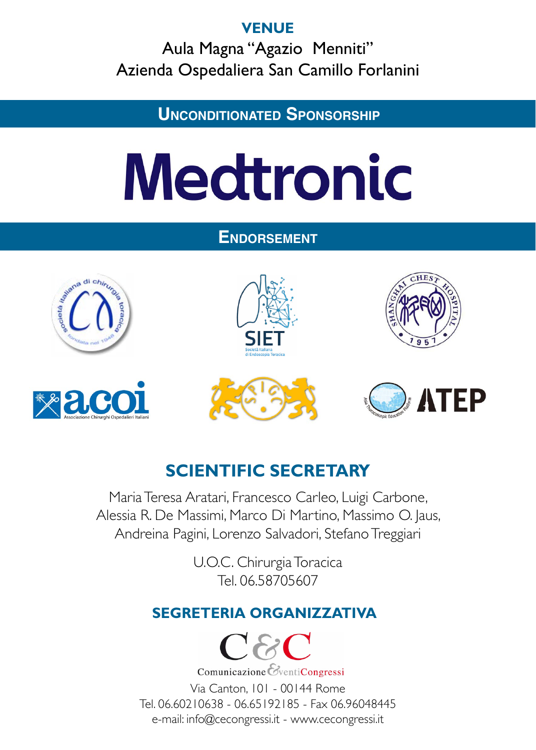## VENUE

Aula Magna "Agazio Menniti"
Azienda Ospedaliera San Camillo Forlanini

## UNCONDITIONATED SPONSORSHIP

Medtronic

## ENDORSEMENT

società italiana di chirurgia toracica – fondata nel 1948

SIET – Società Italiana di Endoscopia Toracica

SHANGHAI CHEST HOSPITAL 1957

acoi – Associazione Chirurghi Ospedalieri Italiani

Asia Thoracoscopic Education Platform – ATEP

## SCIENTIFIC SECRETARY

Maria Teresa Aratari, Francesco Carleo, Luigi Carbone,
Alessia R. De Massimi, Marco Di Martino, Massimo O. Jaus,
Andreina Pagini, Lorenzo Salvadori, Stefano Treggiari

U.O.C. Chirurgia Toracica
Tel. 06.58705607

## SEGRETERIA ORGANIZZATIVA

C&C
Comunicazione Eventi Congressi
Via Canton, 101 - 00144 Rome
Tel. 06.60210638 - 06.65192185 - Fax 06.96048445
e-mail: info@cecongressi.it - www.cecongressi.it